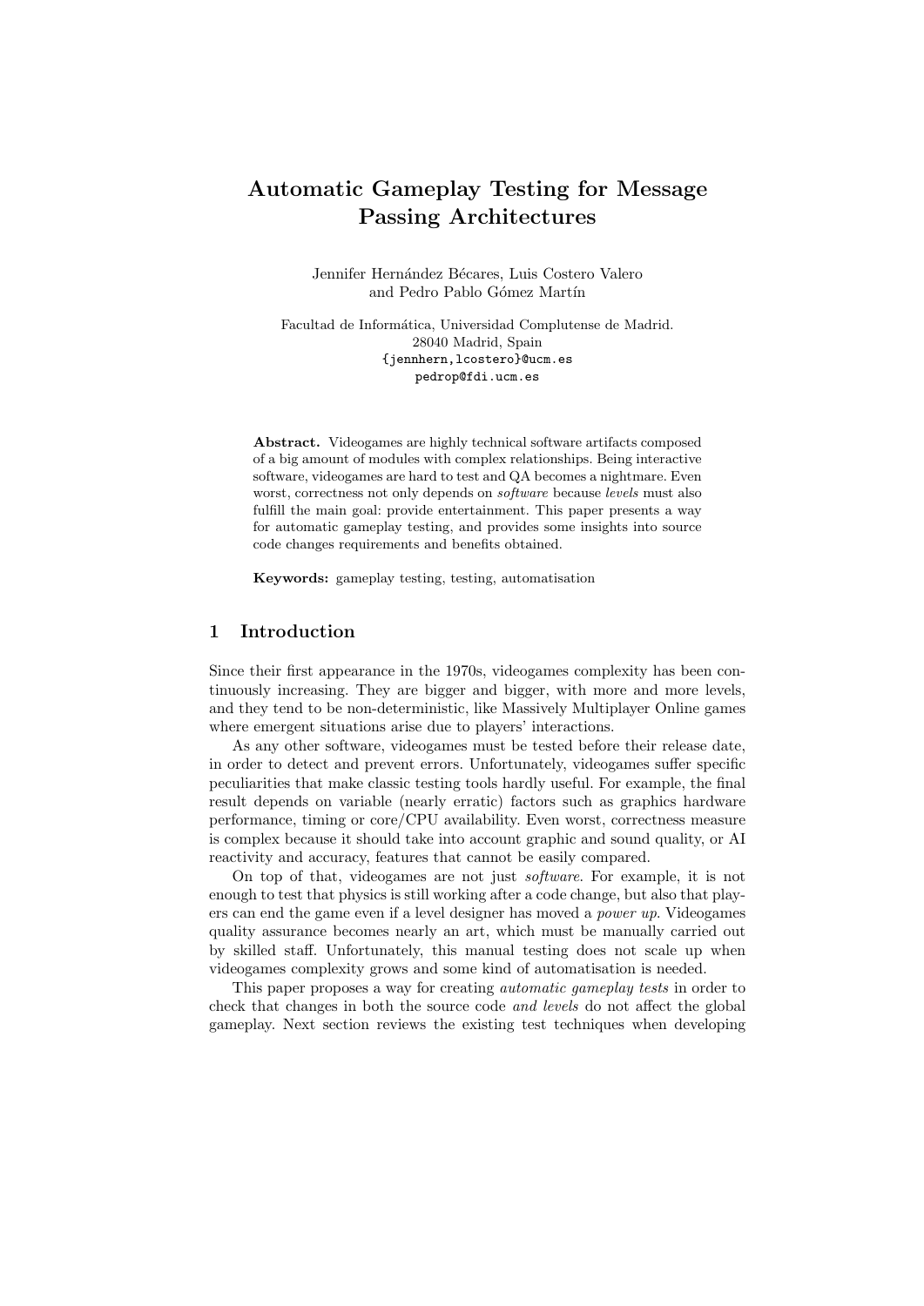# Automatic Gameplay Testing for Message Passing Architectures

Jennifer Hernández Bécares, Luis Costero Valero and Pedro Pablo Gómez Martín

Facultad de Informática, Universidad Complutense de Madrid.
28040 Madrid, Spain
{jennhern,lcostero}@ucm.es
pedrop@fdi.ucm.es

**Abstract.** Videogames are highly technical software artifacts composed of a big amount of modules with complex relationships. Being interactive software, videogames are hard to test and QA becomes a nightmare. Even worst, correctness not only depends on *software* because *levels* must also fulfill the main goal: provide entertainment. This paper presents a way for automatic gameplay testing, and provides some insights into source code changes requirements and benefits obtained.

**Keywords:** gameplay testing, testing, automatisation

## 1 Introduction

Since their first appearance in the 1970s, videogames complexity has been continuously increasing. They are bigger and bigger, with more and more levels, and they tend to be non-deterministic, like Massively Multiplayer Online games where emergent situations arise due to players' interactions.

As any other software, videogames must be tested before their release date, in order to detect and prevent errors. Unfortunately, videogames suffer specific peculiarities that make classic testing tools hardly useful. For example, the final result depends on variable (nearly erratic) factors such as graphics hardware performance, timing or core/CPU availability. Even worst, correctness measure is complex because it should take into account graphic and sound quality, or AI reactivity and accuracy, features that cannot be easily compared.

On top of that, videogames are not just *software*. For example, it is not enough to test that physics is still working after a code change, but also that players can end the game even if a level designer has moved a *power up*. Videogames quality assurance becomes nearly an art, which must be manually carried out by skilled staff. Unfortunately, this manual testing does not scale up when videogames complexity grows and some kind of automatisation is needed.

This paper proposes a way for creating *automatic gameplay tests* in order to check that changes in both the source code *and levels* do not affect the global gameplay. Next section reviews the existing test techniques when developing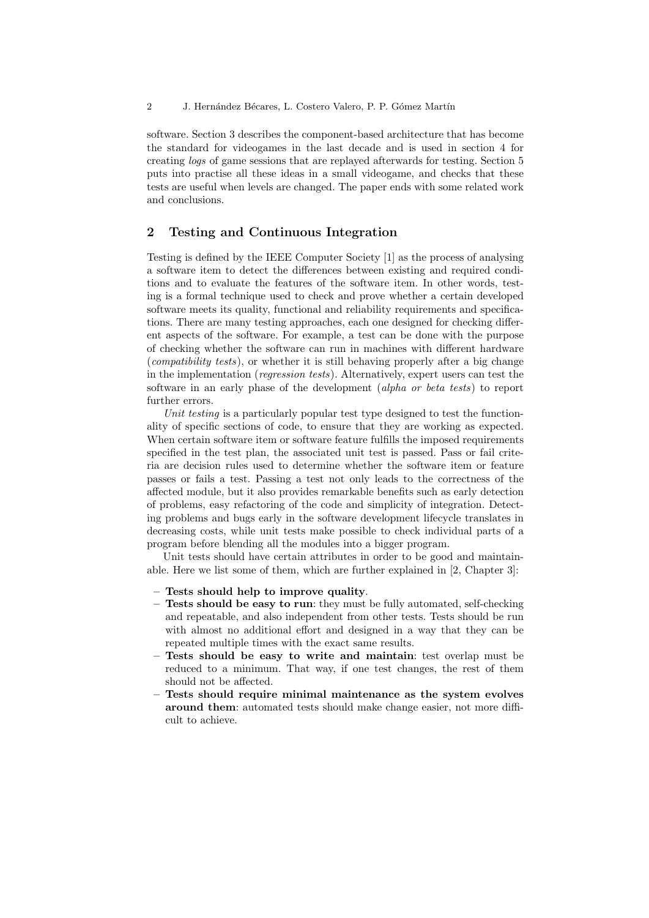software. Section 3 describes the component-based architecture that has become the standard for videogames in the last decade and is used in section 4 for creating *logs* of game sessions that are replayed afterwards for testing. Section 5 puts into practise all these ideas in a small videogame, and checks that these tests are useful when levels are changed. The paper ends with some related work and conclusions.

## 2 Testing and Continuous Integration

Testing is defined by the IEEE Computer Society [1] as the process of analysing a software item to detect the differences between existing and required conditions and to evaluate the features of the software item. In other words, testing is a formal technique used to check and prove whether a certain developed software meets its quality, functional and reliability requirements and specifications. There are many testing approaches, each one designed for checking different aspects of the software. For example, a test can be done with the purpose of checking whether the software can run in machines with different hardware (*compatibility tests*), or whether it is still behaving properly after a big change in the implementation (*regression tests*). Alternatively, expert users can test the software in an early phase of the development (*alpha or beta tests*) to report further errors.

*Unit testing* is a particularly popular test type designed to test the functionality of specific sections of code, to ensure that they are working as expected. When certain software item or software feature fulfills the imposed requirements specified in the test plan, the associated unit test is passed. Pass or fail criteria are decision rules used to determine whether the software item or feature passes or fails a test. Passing a test not only leads to the correctness of the affected module, but it also provides remarkable benefits such as early detection of problems, easy refactoring of the code and simplicity of integration. Detecting problems and bugs early in the software development lifecycle translates in decreasing costs, while unit tests make possible to check individual parts of a program before blending all the modules into a bigger program.

Unit tests should have certain attributes in order to be good and maintainable. Here we list some of them, which are further explained in [2, Chapter 3]:

- **Tests should help to improve quality**.
- **Tests should be easy to run**: they must be fully automated, self-checking and repeatable, and also independent from other tests. Tests should be run with almost no additional effort and designed in a way that they can be repeated multiple times with the exact same results.
- **Tests should be easy to write and maintain**: test overlap must be reduced to a minimum. That way, if one test changes, the rest of them should not be affected.
- **Tests should require minimal maintenance as the system evolves around them**: automated tests should make change easier, not more difficult to achieve.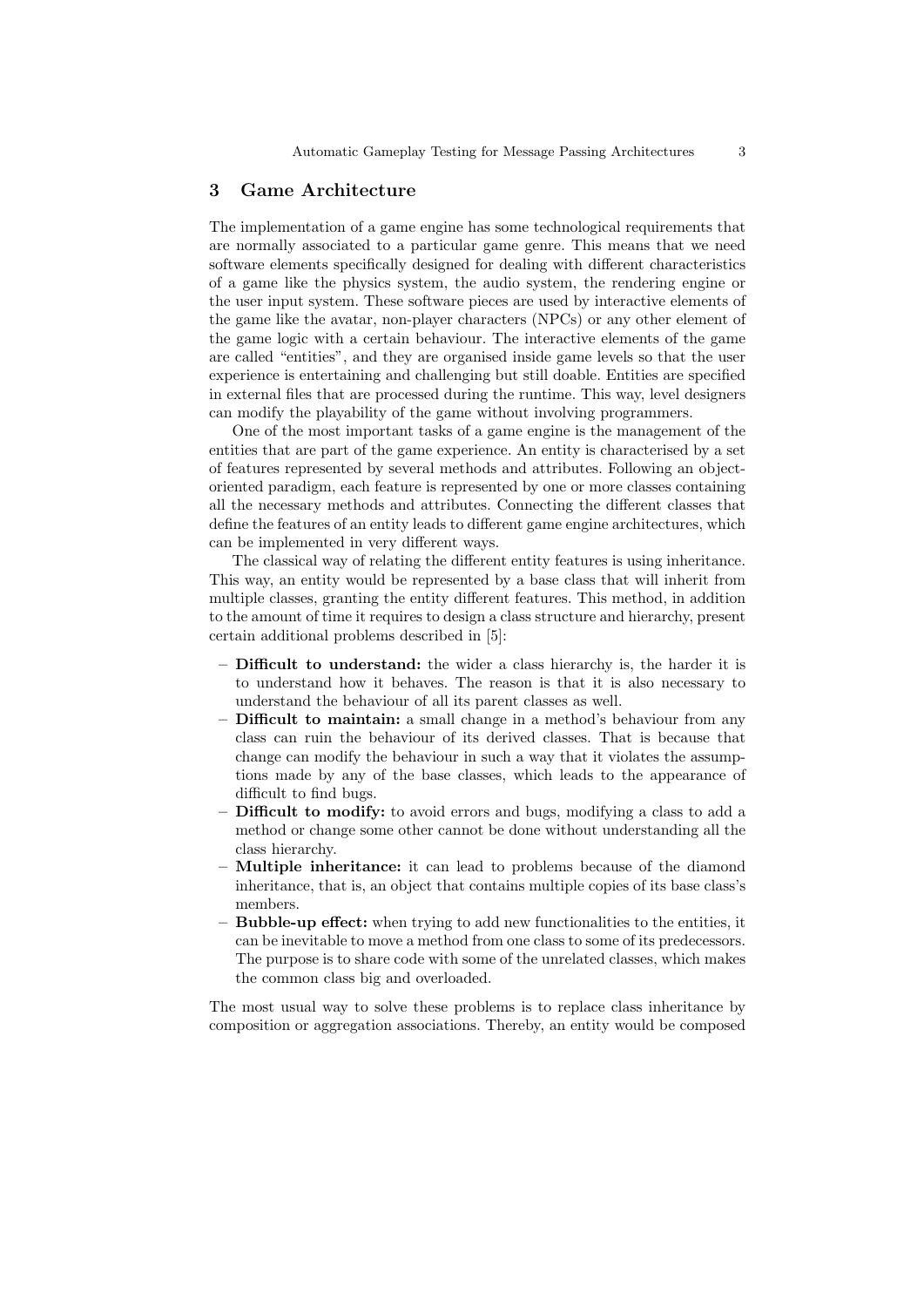## 3 Game Architecture

The implementation of a game engine has some technological requirements that are normally associated to a particular game genre. This means that we need software elements specifically designed for dealing with different characteristics of a game like the physics system, the audio system, the rendering engine or the user input system. These software pieces are used by interactive elements of the game like the avatar, non-player characters (NPCs) or any other element of the game logic with a certain behaviour. The interactive elements of the game are called "entities", and they are organised inside game levels so that the user experience is entertaining and challenging but still doable. Entities are specified in external files that are processed during the runtime. This way, level designers can modify the playability of the game without involving programmers.

One of the most important tasks of a game engine is the management of the entities that are part of the game experience. An entity is characterised by a set of features represented by several methods and attributes. Following an object-oriented paradigm, each feature is represented by one or more classes containing all the necessary methods and attributes. Connecting the different classes that define the features of an entity leads to different game engine architectures, which can be implemented in very different ways.

The classical way of relating the different entity features is using inheritance. This way, an entity would be represented by a base class that will inherit from multiple classes, granting the entity different features. This method, in addition to the amount of time it requires to design a class structure and hierarchy, present certain additional problems described in [5]:

- **Difficult to understand:** the wider a class hierarchy is, the harder it is to understand how it behaves. The reason is that it is also necessary to understand the behaviour of all its parent classes as well.
- **Difficult to maintain:** a small change in a method's behaviour from any class can ruin the behaviour of its derived classes. That is because that change can modify the behaviour in such a way that it violates the assumptions made by any of the base classes, which leads to the appearance of difficult to find bugs.
- **Difficult to modify:** to avoid errors and bugs, modifying a class to add a method or change some other cannot be done without understanding all the class hierarchy.
- **Multiple inheritance:** it can lead to problems because of the diamond inheritance, that is, an object that contains multiple copies of its base class's members.
- **Bubble-up effect:** when trying to add new functionalities to the entities, it can be inevitable to move a method from one class to some of its predecessors. The purpose is to share code with some of the unrelated classes, which makes the common class big and overloaded.

The most usual way to solve these problems is to replace class inheritance by composition or aggregation associations. Thereby, an entity would be composed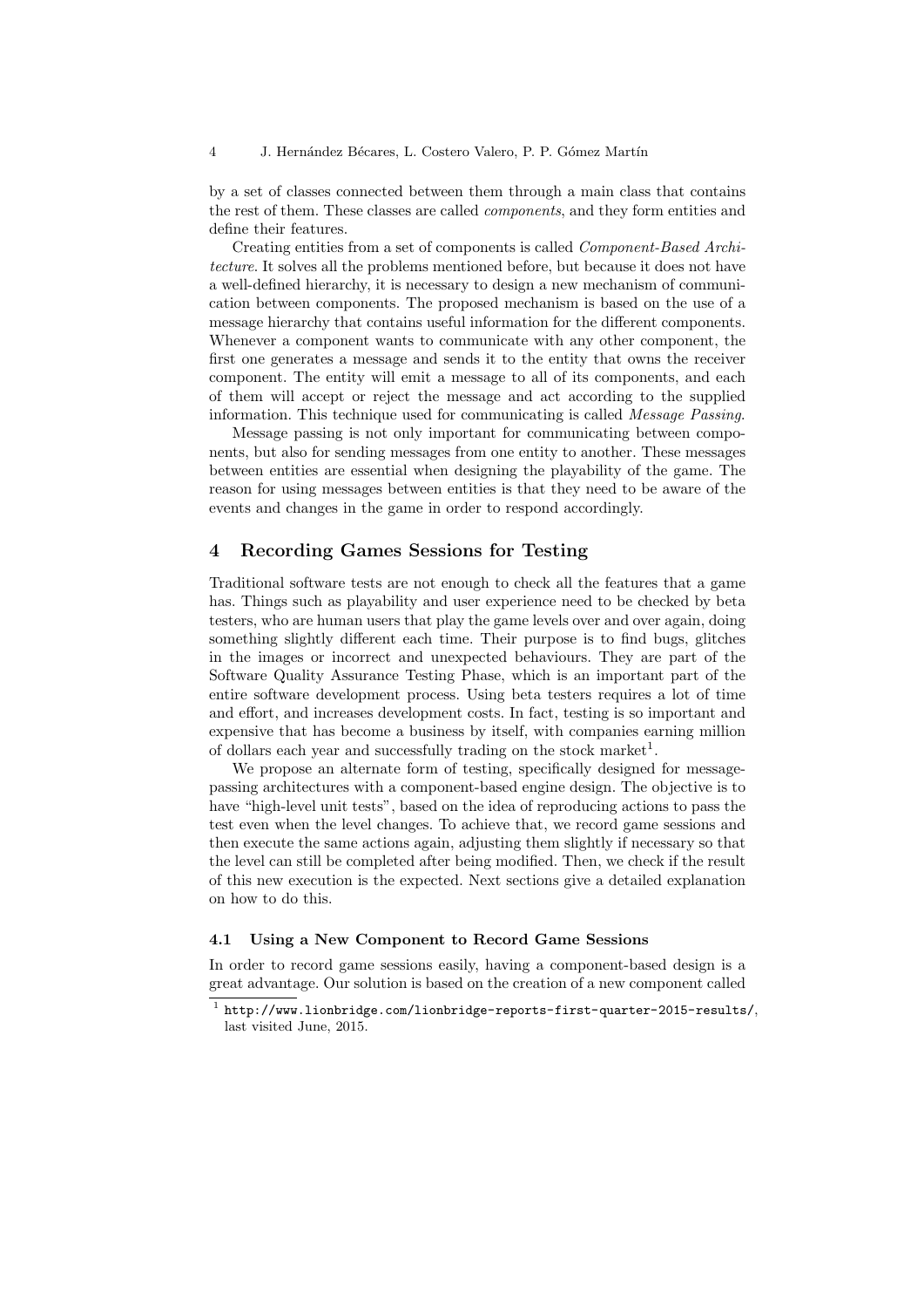by a set of classes connected between them through a main class that contains the rest of them. These classes are called *components*, and they form entities and define their features.

Creating entities from a set of components is called *Component-Based Architecture*. It solves all the problems mentioned before, but because it does not have a well-defined hierarchy, it is necessary to design a new mechanism of communication between components. The proposed mechanism is based on the use of a message hierarchy that contains useful information for the different components. Whenever a component wants to communicate with any other component, the first one generates a message and sends it to the entity that owns the receiver component. The entity will emit a message to all of its components, and each of them will accept or reject the message and act according to the supplied information. This technique used for communicating is called *Message Passing*.

Message passing is not only important for communicating between components, but also for sending messages from one entity to another. These messages between entities are essential when designing the playability of the game. The reason for using messages between entities is that they need to be aware of the events and changes in the game in order to respond accordingly.

## 4 Recording Games Sessions for Testing

Traditional software tests are not enough to check all the features that a game has. Things such as playability and user experience need to be checked by beta testers, who are human users that play the game levels over and over again, doing something slightly different each time. Their purpose is to find bugs, glitches in the images or incorrect and unexpected behaviours. They are part of the Software Quality Assurance Testing Phase, which is an important part of the entire software development process. Using beta testers requires a lot of time and effort, and increases development costs. In fact, testing is so important and expensive that has become a business by itself, with companies earning million of dollars each year and successfully trading on the stock market[1].

We propose an alternate form of testing, specifically designed for message-passing architectures with a component-based engine design. The objective is to have "high-level unit tests", based on the idea of reproducing actions to pass the test even when the level changes. To achieve that, we record game sessions and then execute the same actions again, adjusting them slightly if necessary so that the level can still be completed after being modified. Then, we check if the result of this new execution is the expected. Next sections give a detailed explanation on how to do this.

### 4.1 Using a New Component to Record Game Sessions

In order to record game sessions easily, having a component-based design is a great advantage. Our solution is based on the creation of a new component called

[1] `http://www.lionbridge.com/lionbridge-reports-first-quarter-2015-results/`, last visited June, 2015.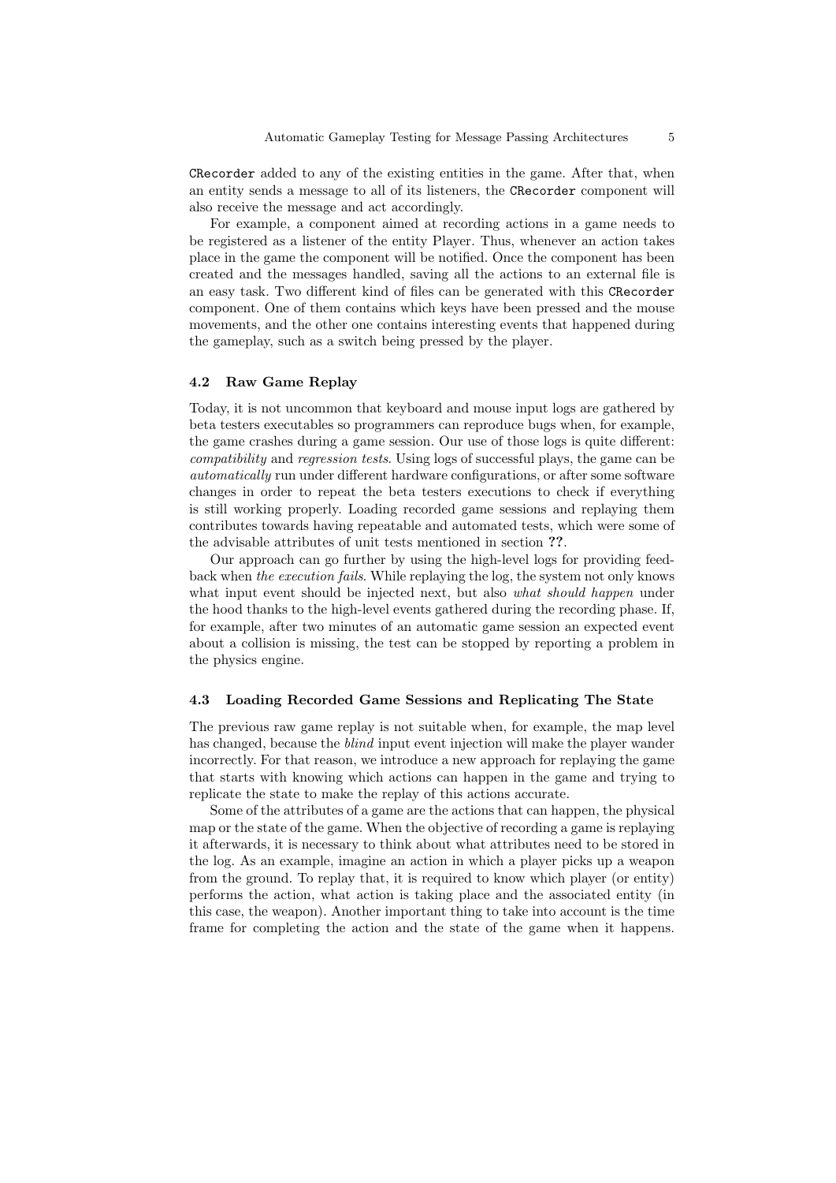`CRecorder` added to any of the existing entities in the game. After that, when an entity sends a message to all of its listeners, the `CRecorder` component will also receive the message and act accordingly.

For example, a component aimed at recording actions in a game needs to be registered as a listener of the entity Player. Thus, whenever an action takes place in the game the component will be notified. Once the component has been created and the messages handled, saving all the actions to an external file is an easy task. Two different kind of files can be generated with this `CRecorder` component. One of them contains which keys have been pressed and the mouse movements, and the other one contains interesting events that happened during the gameplay, such as a switch being pressed by the player.

### 4.2 Raw Game Replay

Today, it is not uncommon that keyboard and mouse input logs are gathered by beta testers executables so programmers can reproduce bugs when, for example, the game crashes during a game session. Our use of those logs is quite different: *compatibility* and *regression tests*. Using logs of successful plays, the game can be *automatically* run under different hardware configurations, or after some software changes in order to repeat the beta testers executions to check if everything is still working properly. Loading recorded game sessions and replaying them contributes towards having repeatable and automated tests, which were some of the advisable attributes of unit tests mentioned in section **??**.

Our approach can go further by using the high-level logs for providing feedback when *the execution fails*. While replaying the log, the system not only knows what input event should be injected next, but also *what should happen* under the hood thanks to the high-level events gathered during the recording phase. If, for example, after two minutes of an automatic game session an expected event about a collision is missing, the test can be stopped by reporting a problem in the physics engine.

### 4.3 Loading Recorded Game Sessions and Replicating The State

The previous raw game replay is not suitable when, for example, the map level has changed, because the *blind* input event injection will make the player wander incorrectly. For that reason, we introduce a new approach for replaying the game that starts with knowing which actions can happen in the game and trying to replicate the state to make the replay of this actions accurate.

Some of the attributes of a game are the actions that can happen, the physical map or the state of the game. When the objective of recording a game is replaying it afterwards, it is necessary to think about what attributes need to be stored in the log. As an example, imagine an action in which a player picks up a weapon from the ground. To replay that, it is required to know which player (or entity) performs the action, what action is taking place and the associated entity (in this case, the weapon). Another important thing to take into account is the time frame for completing the action and the state of the game when it happens.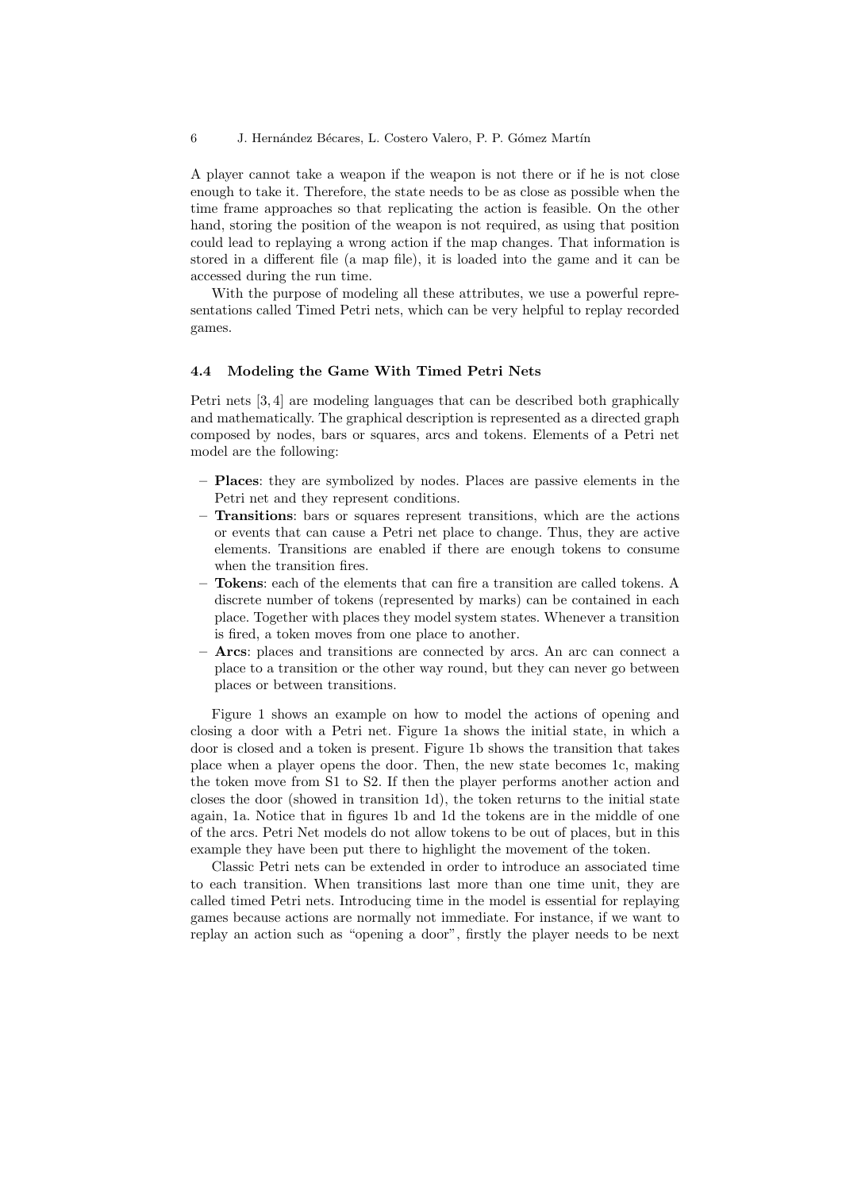A player cannot take a weapon if the weapon is not there or if he is not close enough to take it. Therefore, the state needs to be as close as possible when the time frame approaches so that replicating the action is feasible. On the other hand, storing the position of the weapon is not required, as using that position could lead to replaying a wrong action if the map changes. That information is stored in a different file (a map file), it is loaded into the game and it can be accessed during the run time.

With the purpose of modeling all these attributes, we use a powerful representations called Timed Petri nets, which can be very helpful to replay recorded games.

### 4.4 Modeling the Game With Timed Petri Nets

Petri nets [3, 4] are modeling languages that can be described both graphically and mathematically. The graphical description is represented as a directed graph composed by nodes, bars or squares, arcs and tokens. Elements of a Petri net model are the following:

- **Places**: they are symbolized by nodes. Places are passive elements in the Petri net and they represent conditions.
- **Transitions**: bars or squares represent transitions, which are the actions or events that can cause a Petri net place to change. Thus, they are active elements. Transitions are enabled if there are enough tokens to consume when the transition fires.
- **Tokens**: each of the elements that can fire a transition are called tokens. A discrete number of tokens (represented by marks) can be contained in each place. Together with places they model system states. Whenever a transition is fired, a token moves from one place to another.
- **Arcs**: places and transitions are connected by arcs. An arc can connect a place to a transition or the other way round, but they can never go between places or between transitions.

Figure 1 shows an example on how to model the actions of opening and closing a door with a Petri net. Figure 1a shows the initial state, in which a door is closed and a token is present. Figure 1b shows the transition that takes place when a player opens the door. Then, the new state becomes 1c, making the token move from S1 to S2. If then the player performs another action and closes the door (showed in transition 1d), the token returns to the initial state again, 1a. Notice that in figures 1b and 1d the tokens are in the middle of one of the arcs. Petri Net models do not allow tokens to be out of places, but in this example they have been put there to highlight the movement of the token.

Classic Petri nets can be extended in order to introduce an associated time to each transition. When transitions last more than one time unit, they are called timed Petri nets. Introducing time in the model is essential for replaying games because actions are normally not immediate. For instance, if we want to replay an action such as "opening a door", firstly the player needs to be next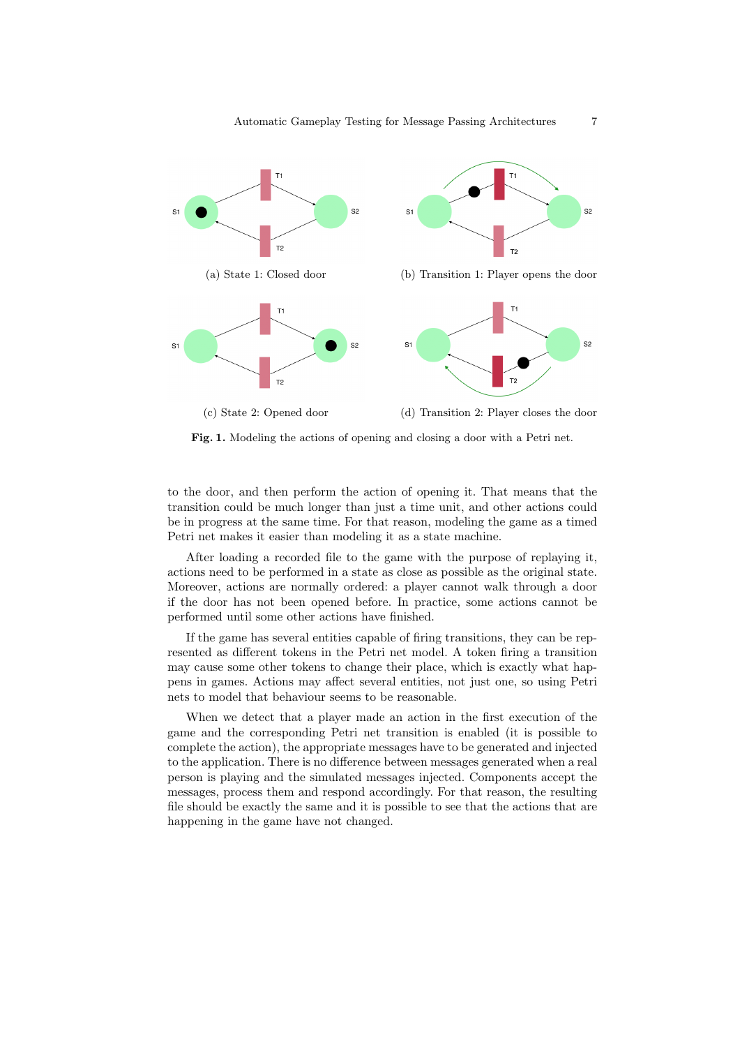(a) State 1: Closed door

(b) Transition 1: Player opens the door

(c) State 2: Opened door

(d) Transition 2: Player closes the door

**Fig. 1.** Modeling the actions of opening and closing a door with a Petri net.

to the door, and then perform the action of opening it. That means that the transition could be much longer than just a time unit, and other actions could be in progress at the same time. For that reason, modeling the game as a timed Petri net makes it easier than modeling it as a state machine.

After loading a recorded file to the game with the purpose of replaying it, actions need to be performed in a state as close as possible as the original state. Moreover, actions are normally ordered: a player cannot walk through a door if the door has not been opened before. In practice, some actions cannot be performed until some other actions have finished.

If the game has several entities capable of firing transitions, they can be represented as different tokens in the Petri net model. A token firing a transition may cause some other tokens to change their place, which is exactly what happens in games. Actions may affect several entities, not just one, so using Petri nets to model that behaviour seems to be reasonable.

When we detect that a player made an action in the first execution of the game and the corresponding Petri net transition is enabled (it is possible to complete the action), the appropriate messages have to be generated and injected to the application. There is no difference between messages generated when a real person is playing and the simulated messages injected. Components accept the messages, process them and respond accordingly. For that reason, the resulting file should be exactly the same and it is possible to see that the actions that are happening in the game have not changed.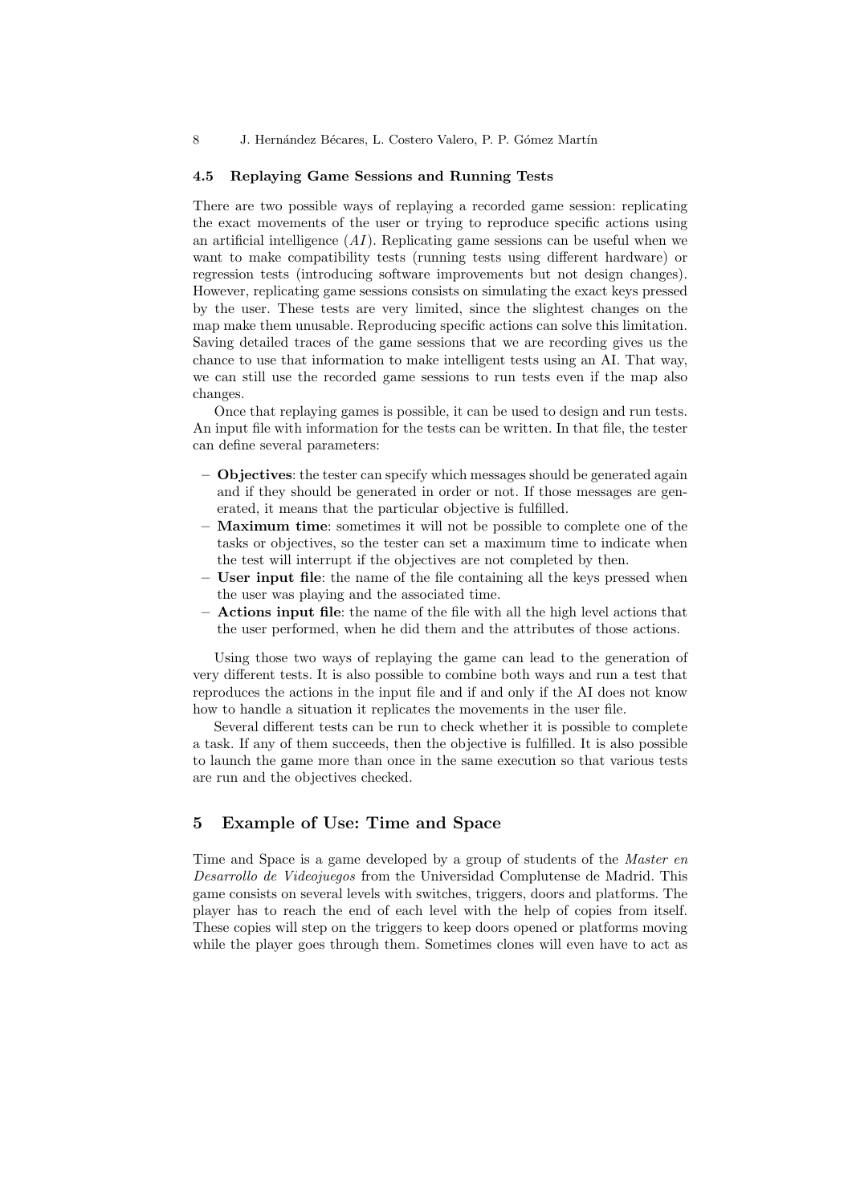### 4.5 Replaying Game Sessions and Running Tests

There are two possible ways of replaying a recorded game session: replicating the exact movements of the user or trying to reproduce specific actions using an artificial intelligence (*AI*). Replicating game sessions can be useful when we want to make compatibility tests (running tests using different hardware) or regression tests (introducing software improvements but not design changes). However, replicating game sessions consists on simulating the exact keys pressed by the user. These tests are very limited, since the slightest changes on the map make them unusable. Reproducing specific actions can solve this limitation. Saving detailed traces of the game sessions that we are recording gives us the chance to use that information to make intelligent tests using an AI. That way, we can still use the recorded game sessions to run tests even if the map also changes.

Once that replaying games is possible, it can be used to design and run tests. An input file with information for the tests can be written. In that file, the tester can define several parameters:

- **Objectives**: the tester can specify which messages should be generated again and if they should be generated in order or not. If those messages are generated, it means that the particular objective is fulfilled.
- **Maximum time**: sometimes it will not be possible to complete one of the tasks or objectives, so the tester can set a maximum time to indicate when the test will interrupt if the objectives are not completed by then.
- **User input file**: the name of the file containing all the keys pressed when the user was playing and the associated time.
- **Actions input file**: the name of the file with all the high level actions that the user performed, when he did them and the attributes of those actions.

Using those two ways of replaying the game can lead to the generation of very different tests. It is also possible to combine both ways and run a test that reproduces the actions in the input file and if and only if the AI does not know how to handle a situation it replicates the movements in the user file.

Several different tests can be run to check whether it is possible to complete a task. If any of them succeeds, then the objective is fulfilled. It is also possible to launch the game more than once in the same execution so that various tests are run and the objectives checked.

## 5 Example of Use: Time and Space

Time and Space is a game developed by a group of students of the *Master en Desarrollo de Videojuegos* from the Universidad Complutense de Madrid. This game consists on several levels with switches, triggers, doors and platforms. The player has to reach the end of each level with the help of copies from itself. These copies will step on the triggers to keep doors opened or platforms moving while the player goes through them. Sometimes clones will even have to act as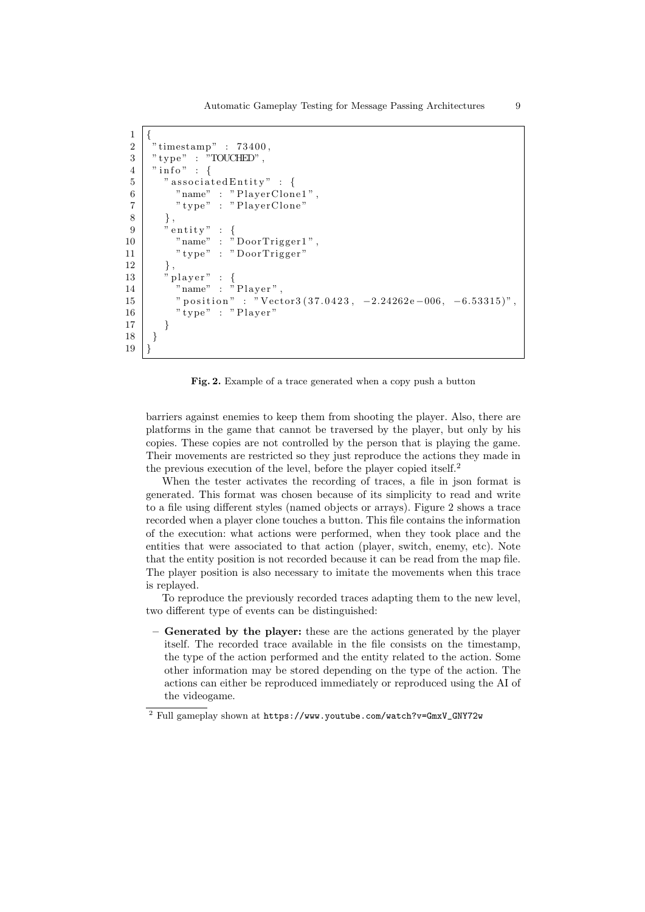```
{
 "timestamp" : 73400,
 "type" : "TOUCHED",
 "info" : {
   "associatedEntity" : {
     "name" : "PlayerClone1",
     "type" : "PlayerClone"
   },
   "entity" : {
     "name" : "DoorTrigger1",
     "type" : "DoorTrigger"
   },
   "player" : {
     "name" : "Player",
     "position" : "Vector3(37.0423, -2.24262e-006, -6.53315)",
     "type" : "Player"
   }
 }
}
```

**Fig. 2.** Example of a trace generated when a copy push a button

barriers against enemies to keep them from shooting the player. Also, there are platforms in the game that cannot be traversed by the player, but only by his copies. These copies are not controlled by the person that is playing the game. Their movements are restricted so they just reproduce the actions they made in the previous execution of the level, before the player copied itself.[2]

When the tester activates the recording of traces, a file in json format is generated. This format was chosen because of its simplicity to read and write to a file using different styles (named objects or arrays). Figure 2 shows a trace recorded when a player clone touches a button. This file contains the information of the execution: what actions were performed, when they took place and the entities that were associated to that action (player, switch, enemy, etc). Note that the entity position is not recorded because it can be read from the map file. The player position is also necessary to imitate the movements when this trace is replayed.

To reproduce the previously recorded traces adapting them to the new level, two different type of events can be distinguished:

- **Generated by the player:** these are the actions generated by the player itself. The recorded trace available in the file consists on the timestamp, the type of the action performed and the entity related to the action. Some other information may be stored depending on the type of the action. The actions can either be reproduced immediately or reproduced using the AI of the videogame.

[2] Full gameplay shown at https://www.youtube.com/watch?v=GmxV_GNY72w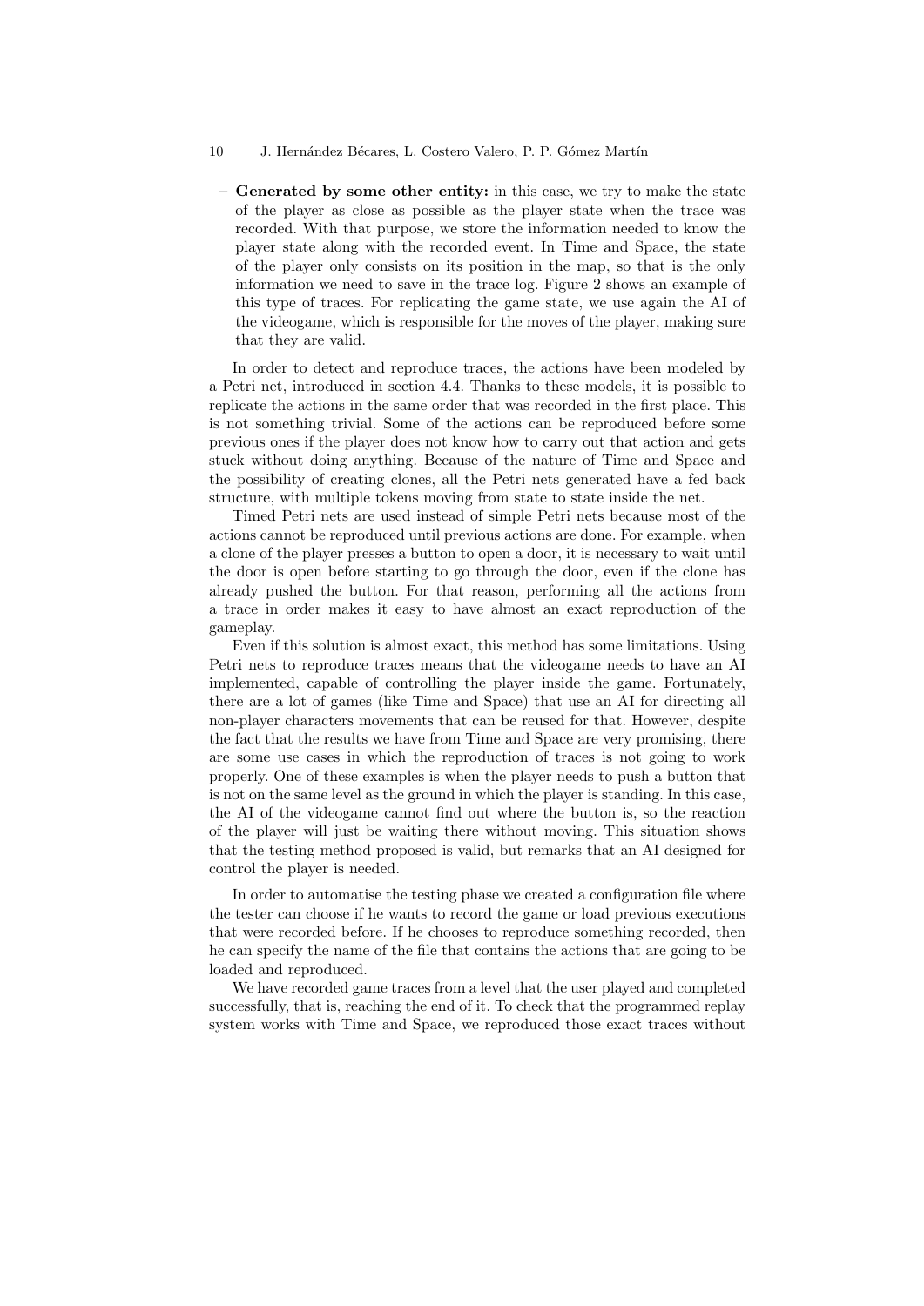- **Generated by some other entity:** in this case, we try to make the state of the player as close as possible as the player state when the trace was recorded. With that purpose, we store the information needed to know the player state along with the recorded event. In Time and Space, the state of the player only consists on its position in the map, so that is the only information we need to save in the trace log. Figure 2 shows an example of this type of traces. For replicating the game state, we use again the AI of the videogame, which is responsible for the moves of the player, making sure that they are valid.

In order to detect and reproduce traces, the actions have been modeled by a Petri net, introduced in section 4.4. Thanks to these models, it is possible to replicate the actions in the same order that was recorded in the first place. This is not something trivial. Some of the actions can be reproduced before some previous ones if the player does not know how to carry out that action and gets stuck without doing anything. Because of the nature of Time and Space and the possibility of creating clones, all the Petri nets generated have a fed back structure, with multiple tokens moving from state to state inside the net.

Timed Petri nets are used instead of simple Petri nets because most of the actions cannot be reproduced until previous actions are done. For example, when a clone of the player presses a button to open a door, it is necessary to wait until the door is open before starting to go through the door, even if the clone has already pushed the button. For that reason, performing all the actions from a trace in order makes it easy to have almost an exact reproduction of the gameplay.

Even if this solution is almost exact, this method has some limitations. Using Petri nets to reproduce traces means that the videogame needs to have an AI implemented, capable of controlling the player inside the game. Fortunately, there are a lot of games (like Time and Space) that use an AI for directing all non-player characters movements that can be reused for that. However, despite the fact that the results we have from Time and Space are very promising, there are some use cases in which the reproduction of traces is not going to work properly. One of these examples is when the player needs to push a button that is not on the same level as the ground in which the player is standing. In this case, the AI of the videogame cannot find out where the button is, so the reaction of the player will just be waiting there without moving. This situation shows that the testing method proposed is valid, but remarks that an AI designed for control the player is needed.

In order to automatise the testing phase we created a configuration file where the tester can choose if he wants to record the game or load previous executions that were recorded before. If he chooses to reproduce something recorded, then he can specify the name of the file that contains the actions that are going to be loaded and reproduced.

We have recorded game traces from a level that the user played and completed successfully, that is, reaching the end of it. To check that the programmed replay system works with Time and Space, we reproduced those exact traces without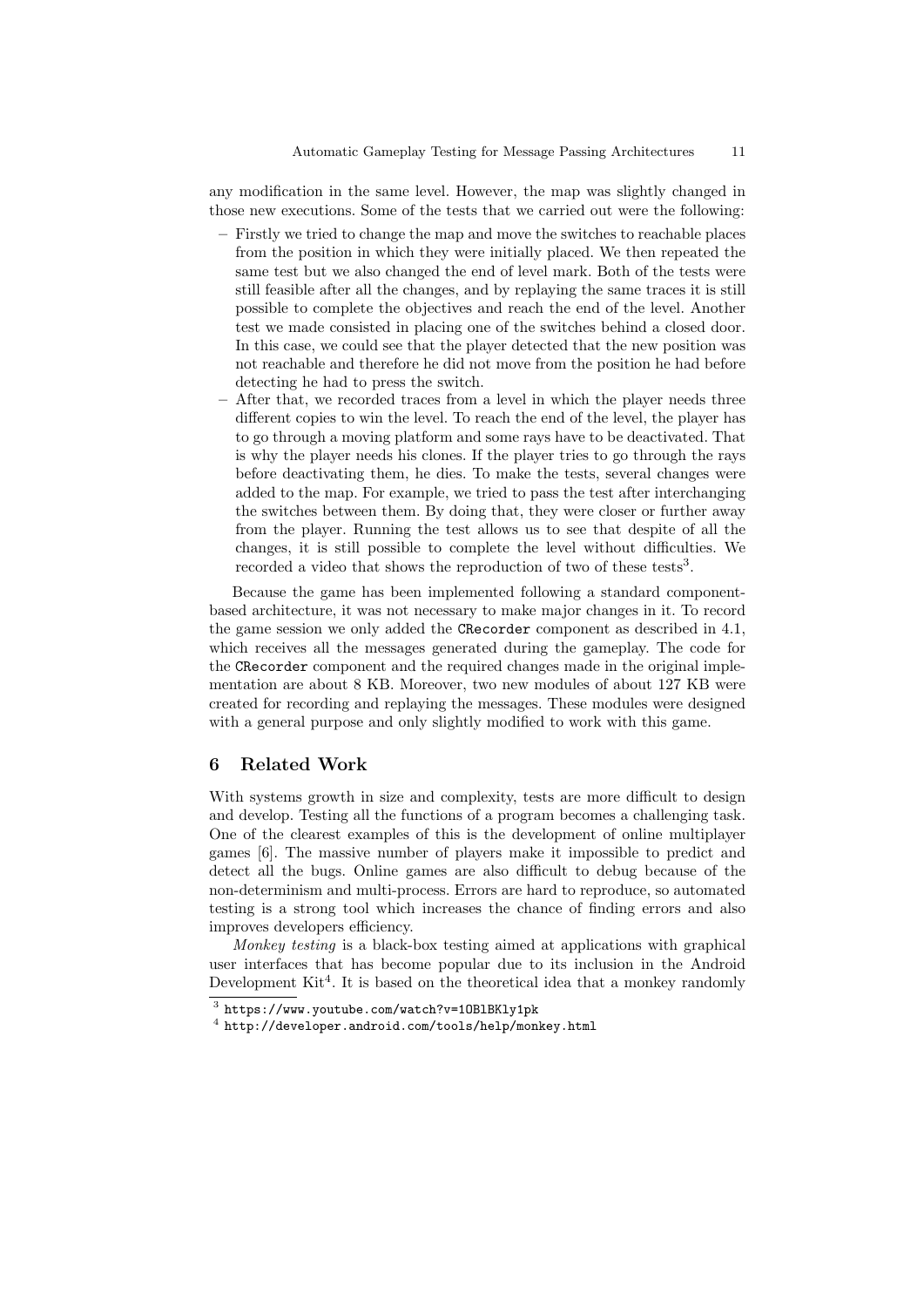any modification in the same level. However, the map was slightly changed in those new executions. Some of the tests that we carried out were the following:

- Firstly we tried to change the map and move the switches to reachable places from the position in which they were initially placed. We then repeated the same test but we also changed the end of level mark. Both of the tests were still feasible after all the changes, and by replaying the same traces it is still possible to complete the objectives and reach the end of the level. Another test we made consisted in placing one of the switches behind a closed door. In this case, we could see that the player detected that the new position was not reachable and therefore he did not move from the position he had before detecting he had to press the switch.
- After that, we recorded traces from a level in which the player needs three different copies to win the level. To reach the end of the level, the player has to go through a moving platform and some rays have to be deactivated. That is why the player needs his clones. If the player tries to go through the rays before deactivating them, he dies. To make the tests, several changes were added to the map. For example, we tried to pass the test after interchanging the switches between them. By doing that, they were closer or further away from the player. Running the test allows us to see that despite of all the changes, it is still possible to complete the level without difficulties. We recorded a video that shows the reproduction of two of these tests[3].

Because the game has been implemented following a standard component-based architecture, it was not necessary to make major changes in it. To record the game session we only added the `CRecorder` component as described in 4.1, which receives all the messages generated during the gameplay. The code for the `CRecorder` component and the required changes made in the original implementation are about 8 KB. Moreover, two new modules of about 127 KB were created for recording and replaying the messages. These modules were designed with a general purpose and only slightly modified to work with this game.

## 6 Related Work

With systems growth in size and complexity, tests are more difficult to design and develop. Testing all the functions of a program becomes a challenging task. One of the clearest examples of this is the development of online multiplayer games [6]. The massive number of players make it impossible to predict and detect all the bugs. Online games are also difficult to debug because of the non-determinism and multi-process. Errors are hard to reproduce, so automated testing is a strong tool which increases the chance of finding errors and also improves developers efficiency.

*Monkey testing* is a black-box testing aimed at applications with graphical user interfaces that has become popular due to its inclusion in the Android Development Kit[4]. It is based on the theoretical idea that a monkey randomly

[3] https://www.youtube.com/watch?v=1OBlBKly1pk

[4] http://developer.android.com/tools/help/monkey.html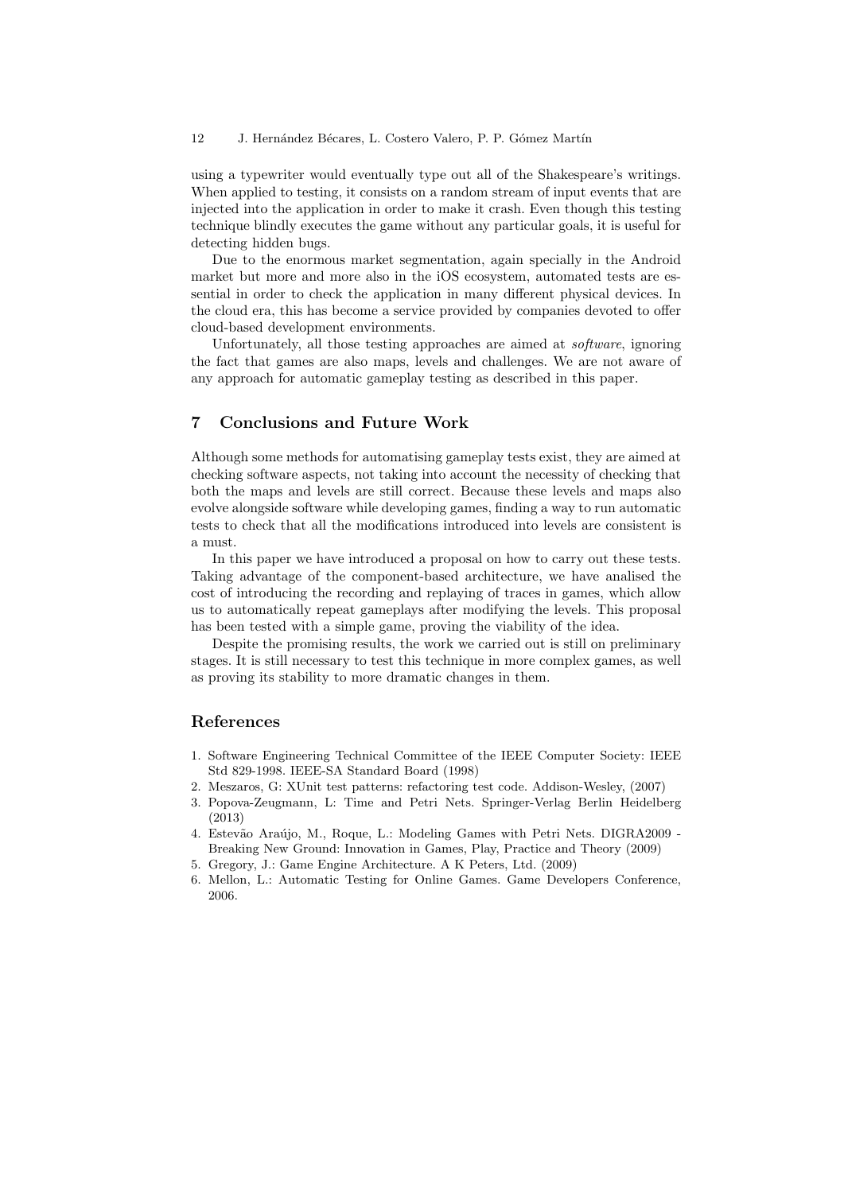using a typewriter would eventually type out all of the Shakespeare's writings. When applied to testing, it consists on a random stream of input events that are injected into the application in order to make it crash. Even though this testing technique blindly executes the game without any particular goals, it is useful for detecting hidden bugs.

Due to the enormous market segmentation, again specially in the Android market but more and more also in the iOS ecosystem, automated tests are essential in order to check the application in many different physical devices. In the cloud era, this has become a service provided by companies devoted to offer cloud-based development environments.

Unfortunately, all those testing approaches are aimed at *software*, ignoring the fact that games are also maps, levels and challenges. We are not aware of any approach for automatic gameplay testing as described in this paper.

## 7 Conclusions and Future Work

Although some methods for automatising gameplay tests exist, they are aimed at checking software aspects, not taking into account the necessity of checking that both the maps and levels are still correct. Because these levels and maps also evolve alongside software while developing games, finding a way to run automatic tests to check that all the modifications introduced into levels are consistent is a must.

In this paper we have introduced a proposal on how to carry out these tests. Taking advantage of the component-based architecture, we have analised the cost of introducing the recording and replaying of traces in games, which allow us to automatically repeat gameplays after modifying the levels. This proposal has been tested with a simple game, proving the viability of the idea.

Despite the promising results, the work we carried out is still on preliminary stages. It is still necessary to test this technique in more complex games, as well as proving its stability to more dramatic changes in them.

## References

1. Software Engineering Technical Committee of the IEEE Computer Society: IEEE Std 829-1998. IEEE-SA Standard Board (1998)
2. Meszaros, G: XUnit test patterns: refactoring test code. Addison-Wesley, (2007)
3. Popova-Zeugmann, L: Time and Petri Nets. Springer-Verlag Berlin Heidelberg (2013)
4. Estevão Araújo, M., Roque, L.: Modeling Games with Petri Nets. DIGRA2009 - Breaking New Ground: Innovation in Games, Play, Practice and Theory (2009)
5. Gregory, J.: Game Engine Architecture. A K Peters, Ltd. (2009)
6. Mellon, L.: Automatic Testing for Online Games. Game Developers Conference, 2006.